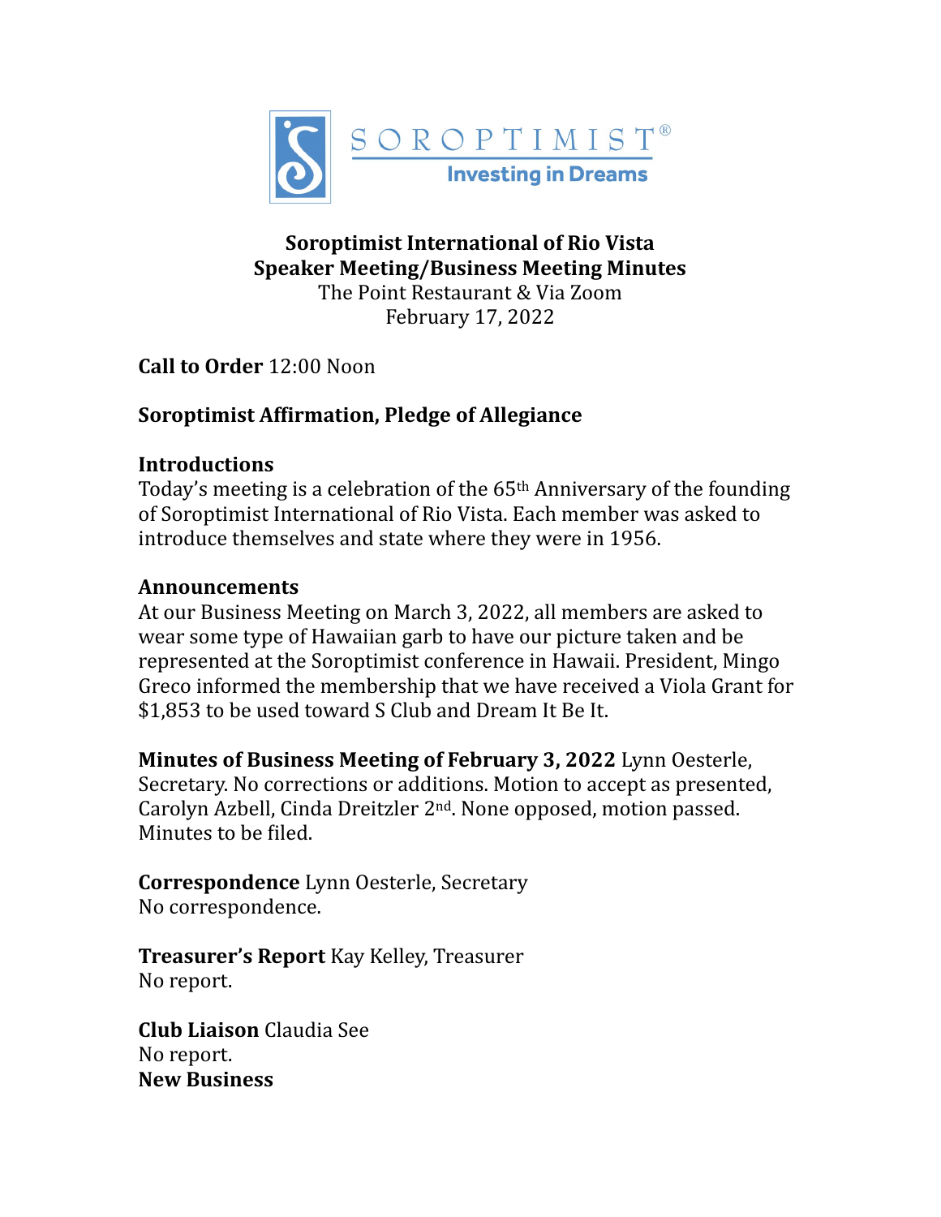SOROPTIMIST®
Investing in Dreams

# Soroptimist International of Rio Vista
## Speaker Meeting/Business Meeting Minutes

The Point Restaurant & Via Zoom
February 17, 2022

**Call to Order** 12:00 Noon

**Soroptimist Affirmation, Pledge of Allegiance**

**Introductions**
Today's meeting is a celebration of the 65th Anniversary of the founding of Soroptimist International of Rio Vista. Each member was asked to introduce themselves and state where they were in 1956.

**Announcements**
At our Business Meeting on March 3, 2022, all members are asked to wear some type of Hawaiian garb to have our picture taken and be represented at the Soroptimist conference in Hawaii. President, Mingo Greco informed the membership that we have received a Viola Grant for $1,853 to be used toward S Club and Dream It Be It.

**Minutes of Business Meeting of February 3, 2022** Lynn Oesterle, Secretary. No corrections or additions. Motion to accept as presented, Carolyn Azbell, Cinda Dreitzler 2nd. None opposed, motion passed. Minutes to be filed.

**Correspondence** Lynn Oesterle, Secretary
No correspondence.

**Treasurer's Report** Kay Kelley, Treasurer
No report.

**Club Liaison** Claudia See
No report.

**New Business**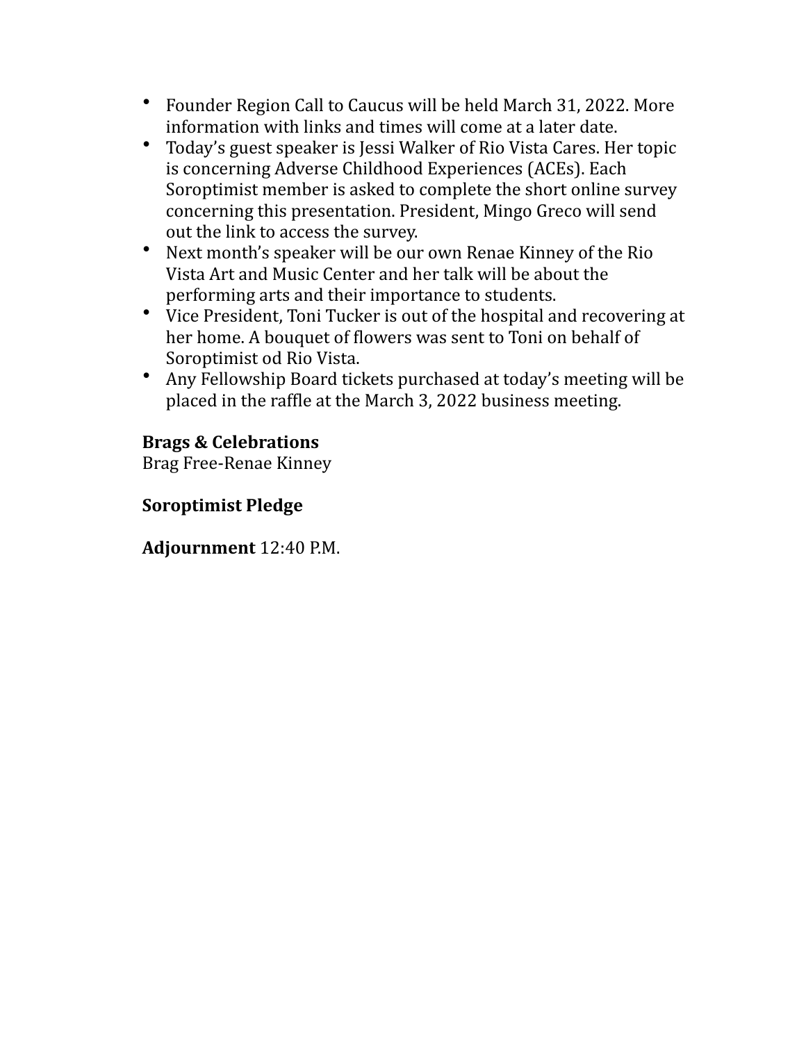- Founder Region Call to Caucus will be held March 31, 2022. More information with links and times will come at a later date.
- Today's guest speaker is Jessi Walker of Rio Vista Cares. Her topic is concerning Adverse Childhood Experiences (ACEs). Each Soroptimist member is asked to complete the short online survey concerning this presentation. President, Mingo Greco will send out the link to access the survey.
- Next month's speaker will be our own Renae Kinney of the Rio Vista Art and Music Center and her talk will be about the performing arts and their importance to students.
- Vice President, Toni Tucker is out of the hospital and recovering at her home. A bouquet of flowers was sent to Toni on behalf of Soroptimist od Rio Vista.
- Any Fellowship Board tickets purchased at today's meeting will be placed in the raffle at the March 3, 2022 business meeting.

**Brags & Celebrations**
Brag Free-Renae Kinney

**Soroptimist Pledge**

**Adjournment** 12:40 P.M.